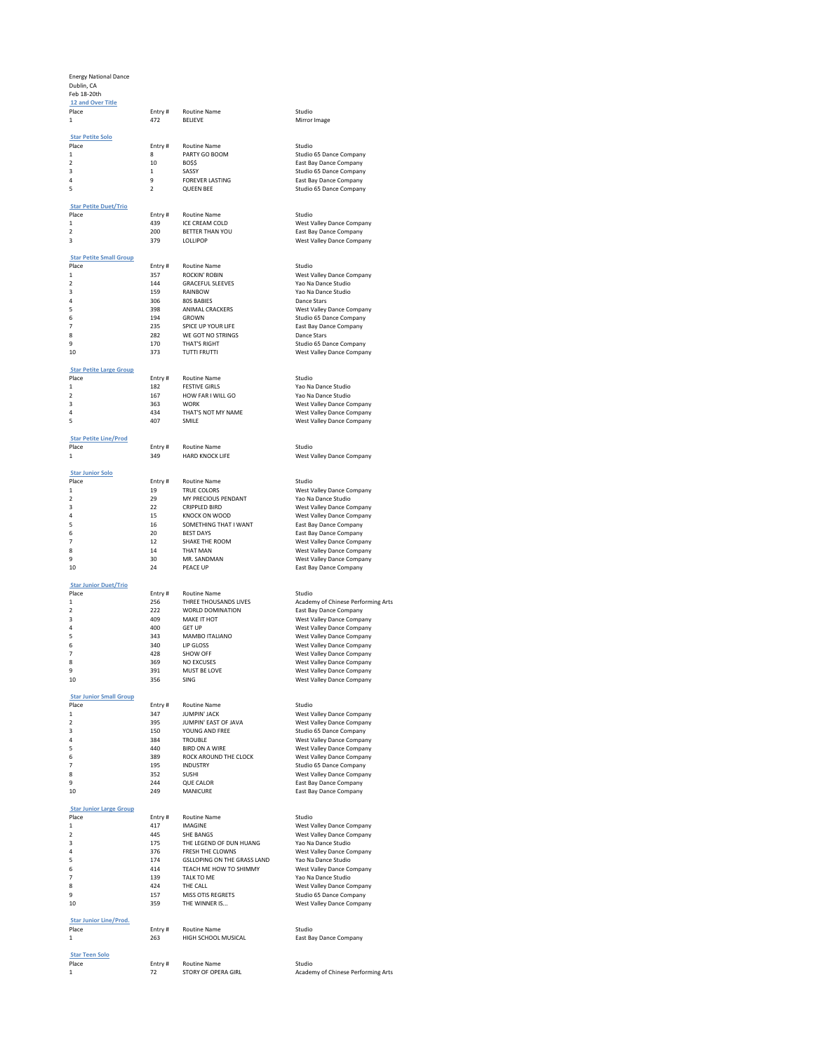Energy National Dance
Dublin, CA
Feb 18-20th

### 12 and Over Title

| Place | Entry # | Routine Name | Studio |
|---|---|---|---|
| 1 | 472 | BELIEVE | Mirror Image |

### Star Petite Solo

| Place | Entry # | Routine Name | Studio |
|---|---|---|---|
| 1 | 8 | PARTY GO BOOM | Studio 65 Dance Company |
| 2 | 10 | BO$$ | East Bay Dance Company |
| 3 | 1 | SASSY | Studio 65 Dance Company |
| 4 | 9 | FOREVER LASTING | East Bay Dance Company |
| 5 | 2 | QUEEN BEE | Studio 65 Dance Company |

### Star Petite Duet/Trio

| Place | Entry # | Routine Name | Studio |
|---|---|---|---|
| 1 | 439 | ICE CREAM COLD | West Valley Dance Company |
| 2 | 200 | BETTER THAN YOU | East Bay Dance Company |
| 3 | 379 | LOLLIPOP | West Valley Dance Company |

### Star Petite Small Group

| Place | Entry # | Routine Name | Studio |
|---|---|---|---|
| 1 | 357 | ROCKIN' ROBIN | West Valley Dance Company |
| 2 | 144 | GRACEFUL SLEEVES | Yao Na Dance Studio |
| 3 | 159 | RAINBOW | Yao Na Dance Studio |
| 4 | 306 | 80S BABIES | Dance Stars |
| 5 | 398 | ANIMAL CRACKERS | West Valley Dance Company |
| 6 | 194 | GROWN | Studio 65 Dance Company |
| 7 | 235 | SPICE UP YOUR LIFE | East Bay Dance Company |
| 8 | 282 | WE GOT NO STRINGS | Dance Stars |
| 9 | 170 | THAT'S RIGHT | Studio 65 Dance Company |
| 10 | 373 | TUTTI FRUTTI | West Valley Dance Company |

### Star Petite Large Group

| Place | Entry # | Routine Name | Studio |
|---|---|---|---|
| 1 | 182 | FESTIVE GIRLS | Yao Na Dance Studio |
| 2 | 167 | HOW FAR I WILL GO | Yao Na Dance Studio |
| 3 | 363 | WORK | West Valley Dance Company |
| 4 | 434 | THAT'S NOT MY NAME | West Valley Dance Company |
| 5 | 407 | SMILE | West Valley Dance Company |

### Star Petite Line/Prod

| Place | Entry # | Routine Name | Studio |
|---|---|---|---|
| 1 | 349 | HARD KNOCK LIFE | West Valley Dance Company |

### Star Junior Solo

| Place | Entry # | Routine Name | Studio |
|---|---|---|---|
| 1 | 19 | TRUE COLORS | West Valley Dance Company |
| 2 | 29 | MY PRECIOUS PENDANT | Yao Na Dance Studio |
| 3 | 22 | CRIPPLED BIRD | West Valley Dance Company |
| 4 | 15 | KNOCK ON WOOD | West Valley Dance Company |
| 5 | 16 | SOMETHING THAT I WANT | East Bay Dance Company |
| 6 | 20 | BEST DAYS | East Bay Dance Company |
| 7 | 12 | SHAKE THE ROOM | West Valley Dance Company |
| 8 | 14 | THAT MAN | West Valley Dance Company |
| 9 | 30 | MR. SANDMAN | West Valley Dance Company |
| 10 | 24 | PEACE UP | East Bay Dance Company |

### Star Junior Duet/Trio

| Place | Entry # | Routine Name | Studio |
|---|---|---|---|
| 1 | 256 | THREE THOUSANDS LIVES | Academy of Chinese Performing Arts |
| 2 | 222 | WORLD DOMINATION | East Bay Dance Company |
| 3 | 409 | MAKE IT HOT | West Valley Dance Company |
| 4 | 400 | GET UP | West Valley Dance Company |
| 5 | 343 | MAMBO ITALIANO | West Valley Dance Company |
| 6 | 340 | LIP GLOSS | West Valley Dance Company |
| 7 | 428 | SHOW OFF | West Valley Dance Company |
| 8 | 369 | NO EXCUSES | West Valley Dance Company |
| 9 | 391 | MUST BE LOVE | West Valley Dance Company |
| 10 | 356 | SING | West Valley Dance Company |

### Star Junior Small Group

| Place | Entry # | Routine Name | Studio |
|---|---|---|---|
| 1 | 347 | JUMPIN' JACK | West Valley Dance Company |
| 2 | 395 | JUMPIN' EAST OF JAVA | West Valley Dance Company |
| 3 | 150 | YOUNG AND FREE | Studio 65 Dance Company |
| 4 | 384 | TROUBLE | West Valley Dance Company |
| 5 | 440 | BIRD ON A WIRE | West Valley Dance Company |
| 6 | 389 | ROCK AROUND THE CLOCK | West Valley Dance Company |
| 7 | 195 | INDUSTRY | Studio 65 Dance Company |
| 8 | 352 | SUSHI | West Valley Dance Company |
| 9 | 244 | QUE CALOR | East Bay Dance Company |
| 10 | 249 | MANICURE | East Bay Dance Company |

### Star Junior Large Group

| Place | Entry # | Routine Name | Studio |
|---|---|---|---|
| 1 | 417 | IMAGINE | West Valley Dance Company |
| 2 | 445 | SHE BANGS | West Valley Dance Company |
| 3 | 175 | THE LEGEND OF DUN HUANG | Yao Na Dance Studio |
| 4 | 376 | FRESH THE CLOWNS | West Valley Dance Company |
| 5 | 174 | GSLLOPING ON THE GRASS LAND | Yao Na Dance Studio |
| 6 | 414 | TEACH ME HOW TO SHIMMY | West Valley Dance Company |
| 7 | 139 | TALK TO ME | Yao Na Dance Studio |
| 8 | 424 | THE CALL | West Valley Dance Company |
| 9 | 157 | MISS OTIS REGRETS | Studio 65 Dance Company |
| 10 | 359 | THE WINNER IS... | West Valley Dance Company |

### Star Junior Line/Prod.

| Place | Entry # | Routine Name | Studio |
|---|---|---|---|
| 1 | 263 | HIGH SCHOOL MUSICAL | East Bay Dance Company |

### Star Teen Solo

| Place | Entry # | Routine Name | Studio |
|---|---|---|---|
| 1 | 72 | STORY OF OPERA GIRL | Academy of Chinese Performing Arts |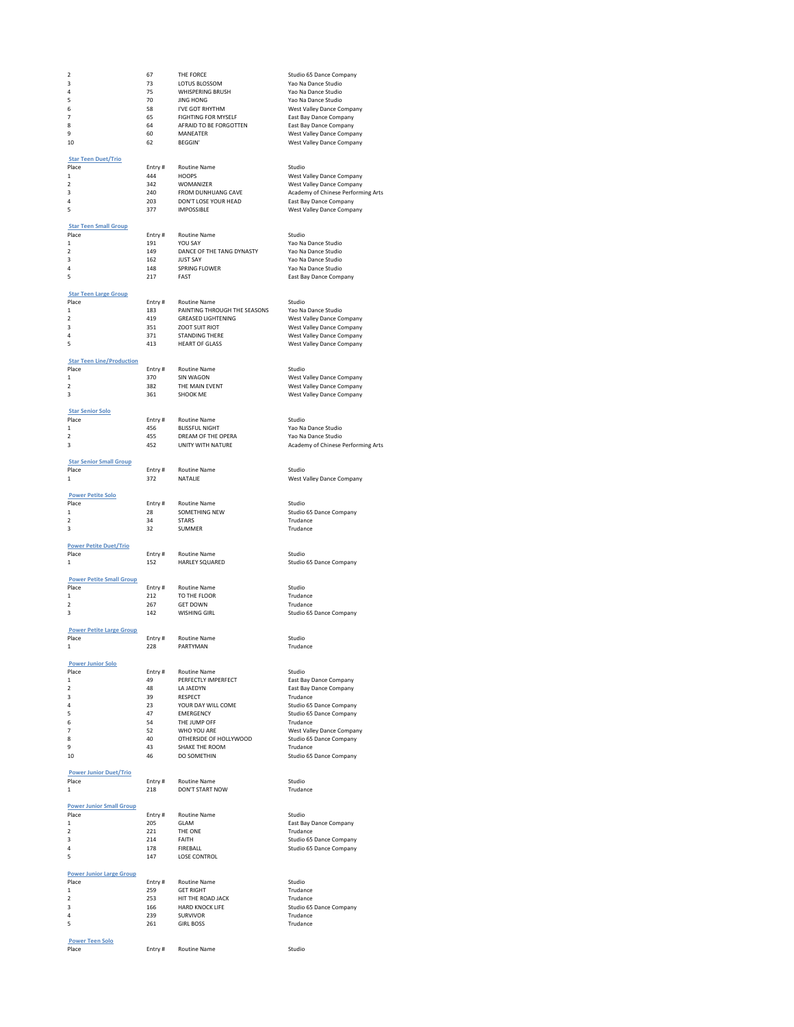| Place | Entry # | Routine Name | Studio |
|---|---|---|---|
| 2 | 67 | THE FORCE | Studio 65 Dance Company |
| 3 | 73 | LOTUS BLOSSOM | Yao Na Dance Studio |
| 4 | 75 | WHISPERING BRUSH | Yao Na Dance Studio |
| 5 | 70 | JING HONG | Yao Na Dance Studio |
| 6 | 58 | I'VE GOT RHYTHM | West Valley Dance Company |
| 7 | 65 | FIGHTING FOR MYSELF | East Bay Dance Company |
| 8 | 64 | AFRAID TO BE FORGOTTEN | East Bay Dance Company |
| 9 | 60 | MANEATER | West Valley Dance Company |
| 10 | 62 | BEGGIN' | West Valley Dance Company |

**Star Teen Duet/Trio**

| Place | Entry # | Routine Name | Studio |
|---|---|---|---|
| 1 | 444 | HOOPS | West Valley Dance Company |
| 2 | 342 | WOMANIZER | West Valley Dance Company |
| 3 | 240 | FROM DUNHUANG CAVE | Academy of Chinese Performing Arts |
| 4 | 203 | DON'T LOSE YOUR HEAD | East Bay Dance Company |
| 5 | 377 | IMPOSSIBLE | West Valley Dance Company |

**Star Teen Small Group**

| Place | Entry # | Routine Name | Studio |
|---|---|---|---|
| 1 | 191 | YOU SAY | Yao Na Dance Studio |
| 2 | 149 | DANCE OF THE TANG DYNASTY | Yao Na Dance Studio |
| 3 | 162 | JUST SAY | Yao Na Dance Studio |
| 4 | 148 | SPRING FLOWER | Yao Na Dance Studio |
| 5 | 217 | FAST | East Bay Dance Company |

**Star Teen Large Group**

| Place | Entry # | Routine Name | Studio |
|---|---|---|---|
| 1 | 183 | PAINTING THROUGH THE SEASONS | Yao Na Dance Studio |
| 2 | 419 | GREASED LIGHTENING | West Valley Dance Company |
| 3 | 351 | ZOOT SUIT RIOT | West Valley Dance Company |
| 4 | 371 | STANDING THERE | West Valley Dance Company |
| 5 | 413 | HEART OF GLASS | West Valley Dance Company |

**Star Teen Line/Production**

| Place | Entry # | Routine Name | Studio |
|---|---|---|---|
| 1 | 370 | SIN WAGON | West Valley Dance Company |
| 2 | 382 | THE MAIN EVENT | West Valley Dance Company |
| 3 | 361 | SHOOK ME | West Valley Dance Company |

**Star Senior Solo**

| Place | Entry # | Routine Name | Studio |
|---|---|---|---|
| 1 | 456 | BLISSFUL NIGHT | Yao Na Dance Studio |
| 2 | 455 | DREAM OF THE OPERA | Yao Na Dance Studio |
| 3 | 452 | UNITY WITH NATURE | Academy of Chinese Performing Arts |

**Star Senior Small Group**

| Place | Entry # | Routine Name | Studio |
|---|---|---|---|
| 1 | 372 | NATALIE | West Valley Dance Company |

**Power Petite Solo**

| Place | Entry # | Routine Name | Studio |
|---|---|---|---|
| 1 | 28 | SOMETHING NEW | Studio 65 Dance Company |
| 2 | 34 | STARS | Trudance |
| 3 | 32 | SUMMER | Trudance |

**Power Petite Duet/Trio**

| Place | Entry # | Routine Name | Studio |
|---|---|---|---|
| 1 | 152 | HARLEY SQUARED | Studio 65 Dance Company |

**Power Petite Small Group**

| Place | Entry # | Routine Name | Studio |
|---|---|---|---|
| 1 | 212 | TO THE FLOOR | Trudance |
| 2 | 267 | GET DOWN | Trudance |
| 3 | 142 | WISHING GIRL | Studio 65 Dance Company |

**Power Petite Large Group**

| Place | Entry # | Routine Name | Studio |
|---|---|---|---|
| 1 | 228 | PARTYMAN | Trudance |

**Power Junior Solo**

| Place | Entry # | Routine Name | Studio |
|---|---|---|---|
| 1 | 49 | PERFECTLY IMPERFECT | East Bay Dance Company |
| 2 | 48 | LA JAEDYN | East Bay Dance Company |
| 3 | 39 | RESPECT | Trudance |
| 4 | 23 | YOUR DAY WILL COME | Studio 65 Dance Company |
| 5 | 47 | EMERGENCY | Studio 65 Dance Company |
| 6 | 54 | THE JUMP OFF | Trudance |
| 7 | 52 | WHO YOU ARE | West Valley Dance Company |
| 8 | 40 | OTHERSIDE OF HOLLYWOOD | Studio 65 Dance Company |
| 9 | 43 | SHAKE THE ROOM | Trudance |
| 10 | 46 | DO SOMETHIN | Studio 65 Dance Company |

**Power Junior Duet/Trio**

| Place | Entry # | Routine Name | Studio |
|---|---|---|---|
| 1 | 218 | DON'T START NOW | Trudance |

**Power Junior Small Group**

| Place | Entry # | Routine Name | Studio |
|---|---|---|---|
| 1 | 205 | GLAM | East Bay Dance Company |
| 2 | 221 | THE ONE | Trudance |
| 3 | 214 | FAITH | Studio 65 Dance Company |
| 4 | 178 | FIREBALL | Studio 65 Dance Company |
| 5 | 147 | LOSE CONTROL | |

**Power Junior Large Group**

| Place | Entry # | Routine Name | Studio |
|---|---|---|---|
| 1 | 259 | GET RIGHT | Trudance |
| 2 | 253 | HIT THE ROAD JACK | Trudance |
| 3 | 166 | HARD KNOCK LIFE | Studio 65 Dance Company |
| 4 | 239 | SURVIVOR | Trudance |
| 5 | 261 | GIRL BOSS | Trudance |

**Power Teen Solo**

| Place | Entry # | Routine Name | Studio |
|---|---|---|---|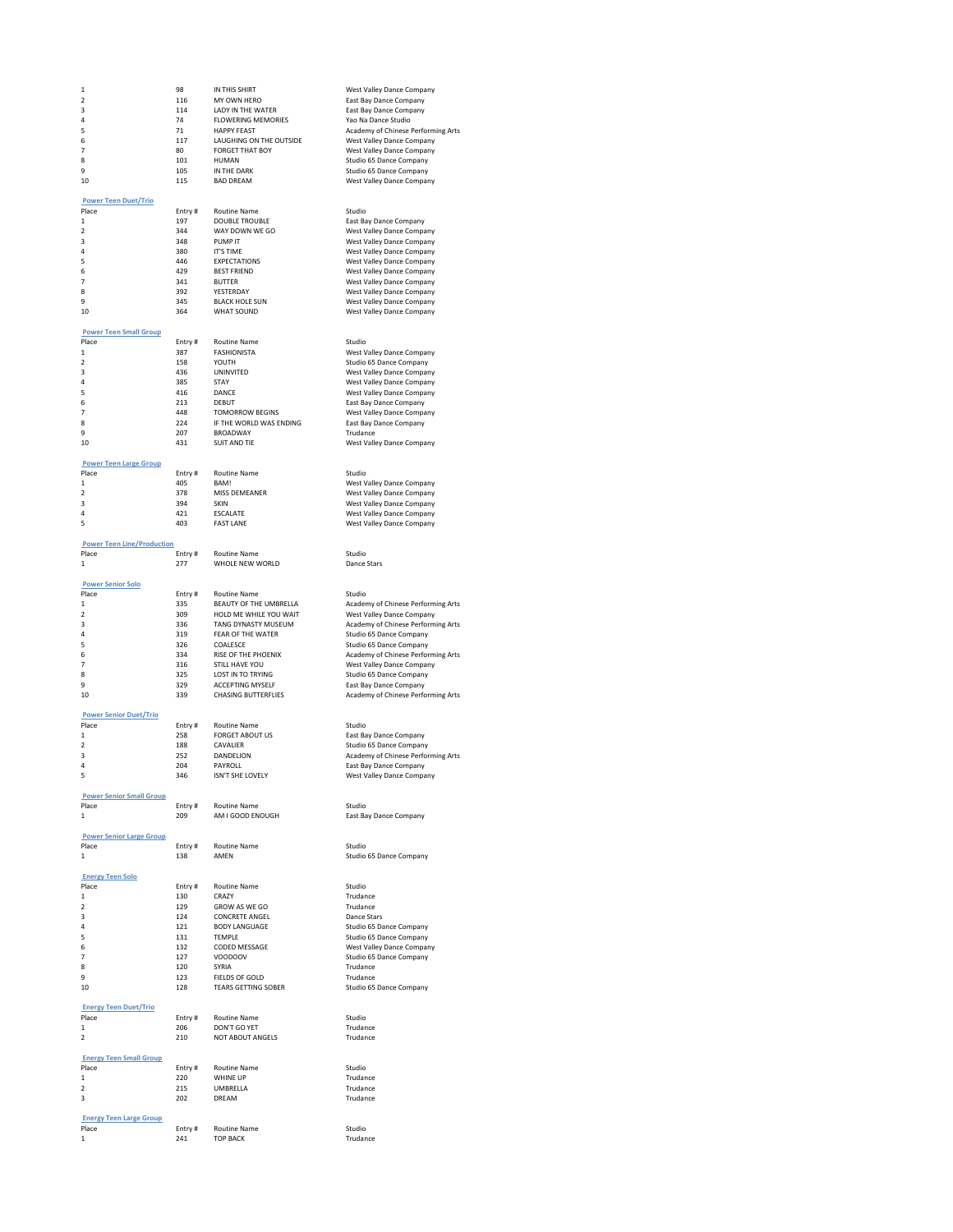| Place | Entry # | Routine Name | Studio |
|---|---|---|---|
| 1 | 98 | IN THIS SHIRT | West Valley Dance Company |
| 2 | 116 | MY OWN HERO | East Bay Dance Company |
| 3 | 114 | LADY IN THE WATER | East Bay Dance Company |
| 4 | 74 | FLOWERING MEMORIES | Yao Na Dance Studio |
| 5 | 71 | HAPPY FEAST | Academy of Chinese Performing Arts |
| 6 | 117 | LAUGHING ON THE OUTSIDE | West Valley Dance Company |
| 7 | 80 | FORGET THAT BOY | West Valley Dance Company |
| 8 | 101 | HUMAN | Studio 65 Dance Company |
| 9 | 105 | IN THE DARK | Studio 65 Dance Company |
| 10 | 115 | BAD DREAM | West Valley Dance Company |

### Power Teen Duet/Trio

| Place | Entry # | Routine Name | Studio |
|---|---|---|---|
| 1 | 197 | DOUBLE TROUBLE | East Bay Dance Company |
| 2 | 344 | WAY DOWN WE GO | West Valley Dance Company |
| 3 | 348 | PUMP IT | West Valley Dance Company |
| 4 | 380 | IT'S TIME | West Valley Dance Company |
| 5 | 446 | EXPECTATIONS | West Valley Dance Company |
| 6 | 429 | BEST FRIEND | West Valley Dance Company |
| 7 | 341 | BUTTER | West Valley Dance Company |
| 8 | 392 | YESTERDAY | West Valley Dance Company |
| 9 | 345 | BLACK HOLE SUN | West Valley Dance Company |
| 10 | 364 | WHAT SOUND | West Valley Dance Company |

### Power Teen Small Group

| Place | Entry # | Routine Name | Studio |
|---|---|---|---|
| 1 | 387 | FASHIONISTA | West Valley Dance Company |
| 2 | 158 | YOUTH | Studio 65 Dance Company |
| 3 | 436 | UNINVITED | West Valley Dance Company |
| 4 | 385 | STAY | West Valley Dance Company |
| 5 | 416 | DANCE | West Valley Dance Company |
| 6 | 213 | DEBUT | East Bay Dance Company |
| 7 | 448 | TOMORROW BEGINS | West Valley Dance Company |
| 8 | 224 | IF THE WORLD WAS ENDING | East Bay Dance Company |
| 9 | 207 | BROADWAY | Trudance |
| 10 | 431 | SUIT AND TIE | West Valley Dance Company |

### Power Teen Large Group

| Place | Entry # | Routine Name | Studio |
|---|---|---|---|
| 1 | 405 | BAM! | West Valley Dance Company |
| 2 | 378 | MISS DEMEANER | West Valley Dance Company |
| 3 | 394 | SKIN | West Valley Dance Company |
| 4 | 421 | ESCALATE | West Valley Dance Company |
| 5 | 403 | FAST LANE | West Valley Dance Company |

### Power Teen Line/Production

| Place | Entry # | Routine Name | Studio |
|---|---|---|---|
| 1 | 277 | WHOLE NEW WORLD | Dance Stars |

### Power Senior Solo

| Place | Entry # | Routine Name | Studio |
|---|---|---|---|
| 1 | 335 | BEAUTY OF THE UMBRELLA | Academy of Chinese Performing Arts |
| 2 | 309 | HOLD ME WHILE YOU WAIT | West Valley Dance Company |
| 3 | 336 | TANG DYNASTY MUSEUM | Academy of Chinese Performing Arts |
| 4 | 319 | FEAR OF THE WATER | Studio 65 Dance Company |
| 5 | 326 | COALESCE | Studio 65 Dance Company |
| 6 | 334 | RISE OF THE PHOENIX | Academy of Chinese Performing Arts |
| 7 | 316 | STILL HAVE YOU | West Valley Dance Company |
| 8 | 325 | LOST IN TO TRYING | Studio 65 Dance Company |
| 9 | 329 | ACCEPTING MYSELF | East Bay Dance Company |
| 10 | 339 | CHASING BUTTERFLIES | Academy of Chinese Performing Arts |

### Power Senior Duet/Trio

| Place | Entry # | Routine Name | Studio |
|---|---|---|---|
| 1 | 258 | FORGET ABOUT US | East Bay Dance Company |
| 2 | 188 | CAVALIER | Studio 65 Dance Company |
| 3 | 252 | DANDELION | Academy of Chinese Performing Arts |
| 4 | 204 | PAYROLL | East Bay Dance Company |
| 5 | 346 | ISN'T SHE LOVELY | West Valley Dance Company |

### Power Senior Small Group

| Place | Entry # | Routine Name | Studio |
|---|---|---|---|
| 1 | 209 | AM I GOOD ENOUGH | East Bay Dance Company |

### Power Senior Large Group

| Place | Entry # | Routine Name | Studio |
|---|---|---|---|
| 1 | 138 | AMEN | Studio 65 Dance Company |

### Energy Teen Solo

| Place | Entry # | Routine Name | Studio |
|---|---|---|---|
| 1 | 130 | CRAZY | Trudance |
| 2 | 129 | GROW AS WE GO | Trudance |
| 3 | 124 | CONCRETE ANGEL | Dance Stars |
| 4 | 121 | BODY LANGUAGE | Studio 65 Dance Company |
| 5 | 131 | TEMPLE | Studio 65 Dance Company |
| 6 | 132 | CODED MESSAGE | West Valley Dance Company |
| 7 | 127 | VOODOOV | Studio 65 Dance Company |
| 8 | 120 | SYRIA | Trudance |
| 9 | 123 | FIELDS OF GOLD | Trudance |
| 10 | 128 | TEARS GETTING SOBER | Studio 65 Dance Company |

### Energy Teen Duet/Trio

| Place | Entry # | Routine Name | Studio |
|---|---|---|---|
| 1 | 206 | DON'T GO YET | Trudance |
| 2 | 210 | NOT ABOUT ANGELS | Trudance |

### Energy Teen Small Group

| Place | Entry # | Routine Name | Studio |
|---|---|---|---|
| 1 | 220 | WHINE UP | Trudance |
| 2 | 215 | UMBRELLA | Trudance |
| 3 | 202 | DREAM | Trudance |

### Energy Teen Large Group

| Place | Entry # | Routine Name | Studio |
|---|---|---|---|
| 1 | 241 | TOP BACK | Trudance |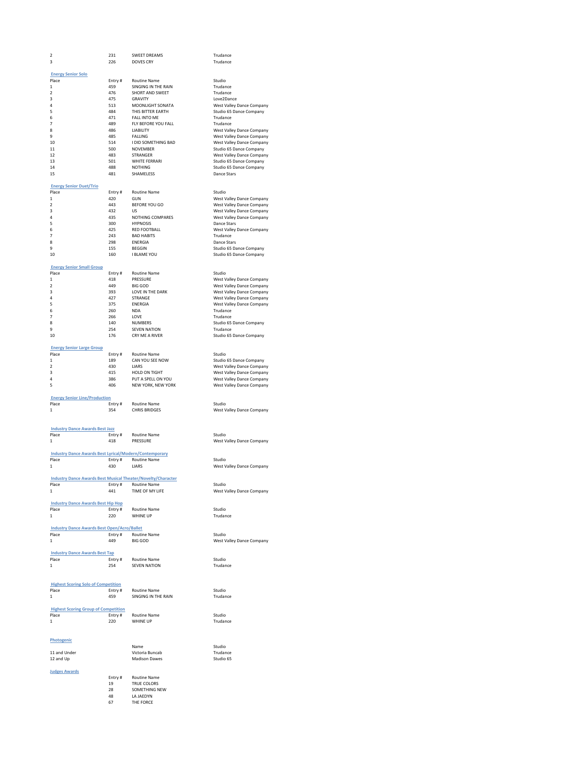| Place | Entry # | Routine Name | Studio |
|---|---|---|---|
| 2 | 231 | SWEET DREAMS | Trudance |
| 3 | 226 | DOVES CRY | Trudance |

**Energy Senior Solo**

| Place | Entry # | Routine Name | Studio |
|---|---|---|---|
| 1 | 459 | SINGING IN THE RAIN | Trudance |
| 2 | 476 | SHORT AND SWEET | Trudance |
| 3 | 475 | GRAVITY | Love2Dance |
| 4 | 513 | MOONLIGHT SONATA | West Valley Dance Company |
| 5 | 484 | THIS BITTER EARTH | Studio 65 Dance Company |
| 6 | 471 | FALL INTO ME | Trudance |
| 7 | 489 | FLY BEFORE YOU FALL | Trudance |
| 8 | 486 | LIABILITY | West Valley Dance Company |
| 9 | 485 | FALLING | West Valley Dance Company |
| 10 | 514 | I DID SOMETHING BAD | West Valley Dance Company |
| 11 | 500 | NOVEMBER | Studio 65 Dance Company |
| 12 | 483 | STRANGER | West Valley Dance Company |
| 13 | 501 | WHITE FERRARI | Studio 65 Dance Company |
| 14 | 488 | NOTHING | Studio 65 Dance Company |
| 15 | 481 | SHAMELESS | Dance Stars |

**Energy Senior Duet/Trio**

| Place | Entry # | Routine Name | Studio |
|---|---|---|---|
| 1 | 420 | GUN | West Valley Dance Company |
| 2 | 443 | BEFORE YOU GO | West Valley Dance Company |
| 3 | 432 | US | West Valley Dance Company |
| 4 | 435 | NOTHING COMPARES | West Valley Dance Company |
| 5 | 300 | HYPNOSIS | Dance Stars |
| 6 | 425 | RED FOOTBALL | West Valley Dance Company |
| 7 | 243 | BAD HABITS | Trudance |
| 8 | 298 | ENERGIA | Dance Stars |
| 9 | 155 | BEGGIN | Studio 65 Dance Company |
| 10 | 160 | I BLAME YOU | Studio 65 Dance Company |

**Energy Senior Small Group**

| Place | Entry # | Routine Name | Studio |
|---|---|---|---|
| 1 | 418 | PRESSURE | West Valley Dance Company |
| 2 | 449 | BIG GOD | West Valley Dance Company |
| 3 | 393 | LOVE IN THE DARK | West Valley Dance Company |
| 4 | 427 | STRANGE | West Valley Dance Company |
| 5 | 375 | ENERGIA | West Valley Dance Company |
| 6 | 260 | NDA | Trudance |
| 7 | 266 | LOVE | Trudance |
| 8 | 140 | NUMBERS | Studio 65 Dance Company |
| 9 | 254 | SEVEN NATION | Trudance |
| 10 | 176 | CRY ME A RIVER | Studio 65 Dance Company |

**Energy Senior Large Group**

| Place | Entry # | Routine Name | Studio |
|---|---|---|---|
| 1 | 189 | CAN YOU SEE NOW | Studio 65 Dance Company |
| 2 | 430 | LIARS | West Valley Dance Company |
| 3 | 415 | HOLD ON TIGHT | West Valley Dance Company |
| 4 | 386 | PUT A SPELL ON YOU | West Valley Dance Company |
| 5 | 406 | NEW YORK, NEW YORK | West Valley Dance Company |

**Energy Senior Line/Production**

| Place | Entry # | Routine Name | Studio |
|---|---|---|---|
| 1 | 354 | CHRIS BRIDGES | West Valley Dance Company |

**Industry Dance Awards Best Jazz**

| Place | Entry # | Routine Name | Studio |
|---|---|---|---|
| 1 | 418 | PRESSURE | West Valley Dance Company |

**Industry Dance Awards Best Lyrical/Modern/Contemporary**

| Place | Entry # | Routine Name | Studio |
|---|---|---|---|
| 1 | 430 | LIARS | West Valley Dance Company |

**Industry Dance Awards Best Musical Theater/Novelty/Character**

| Place | Entry # | Routine Name | Studio |
|---|---|---|---|
| 1 | 441 | TIME OF MY LIFE | West Valley Dance Company |

**Industry Dance Awards Best Hip Hop**

| Place | Entry # | Routine Name | Studio |
|---|---|---|---|
| 1 | 220 | WHINE UP | Trudance |

**Industry Dance Awards Best Open/Acro/Ballet**

| Place | Entry # | Routine Name | Studio |
|---|---|---|---|
| 1 | 449 | BIG GOD | West Valley Dance Company |

**Industry Dance Awards Best Tap**

| Place | Entry # | Routine Name | Studio |
|---|---|---|---|
| 1 | 254 | SEVEN NATION | Trudance |

**Highest Scoring Solo of Competition**

| Place | Entry # | Routine Name | Studio |
|---|---|---|---|
| 1 | 459 | SINGING IN THE RAIN | Trudance |

**Highest Scoring Group of Competition**

| Place | Entry # | Routine Name | Studio |
|---|---|---|---|
| 1 | 220 | WHINE UP | Trudance |

**Photogenic**

| | Name | Studio |
|---|---|---|
| 11 and Under | Victoria Buncab | Trudance |
| 12 and Up | Madison Dawes | Studio 65 |

**Judges Awards**

| Entry # | Routine Name |
|---|---|
| 19 | TRUE COLORS |
| 28 | SOMETHING NEW |
| 48 | LA JAEDYN |
| 67 | THE FORCE |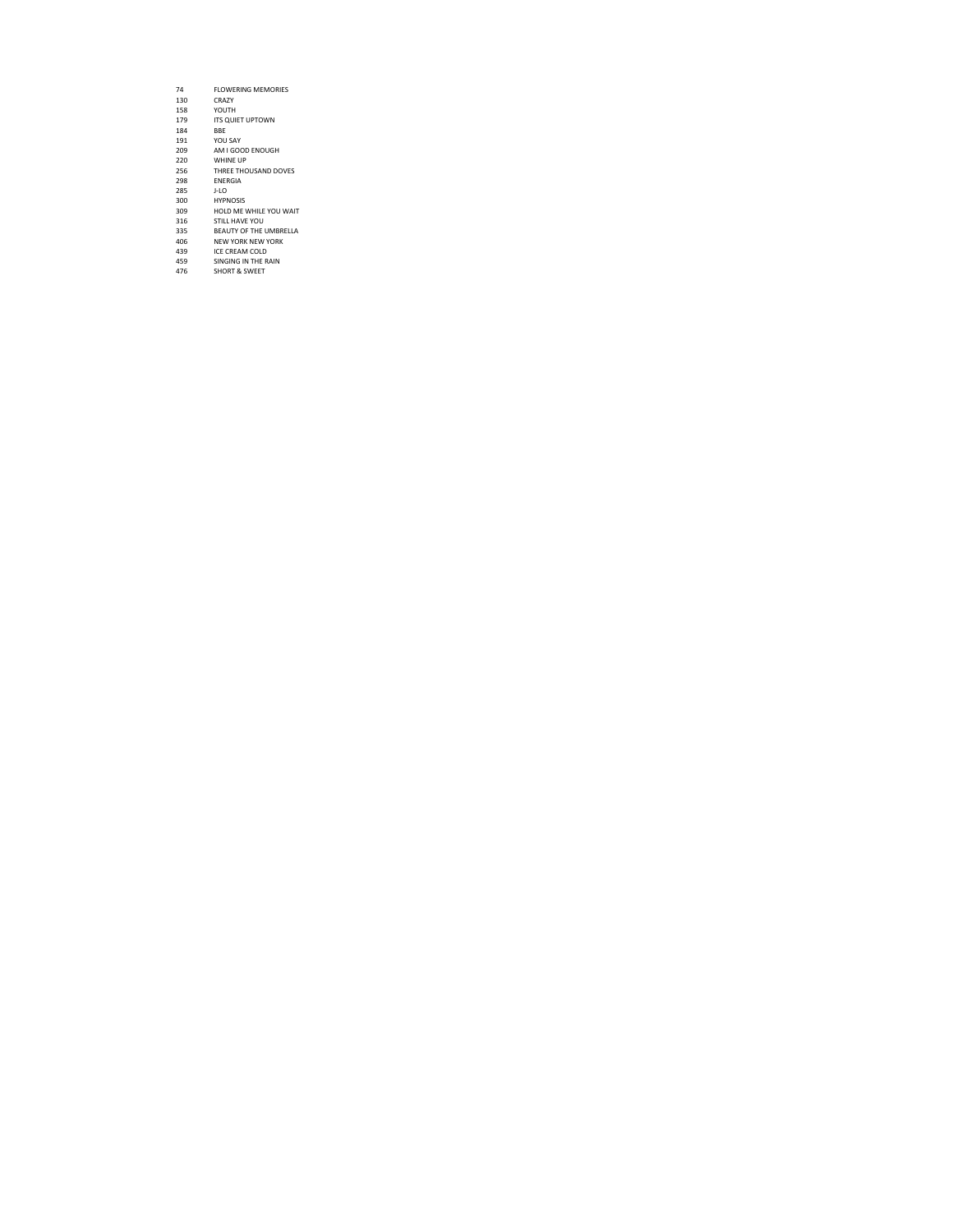| | |
|---|---|
| 74 | FLOWERING MEMORIES |
| 130 | CRAZY |
| 158 | YOUTH |
| 179 | ITS QUIET UPTOWN |
| 184 | BBE |
| 191 | YOU SAY |
| 209 | AM I GOOD ENOUGH |
| 220 | WHINE UP |
| 256 | THREE THOUSAND DOVES |
| 298 | ENERGIA |
| 285 | J-LO |
| 300 | HYPNOSIS |
| 309 | HOLD ME WHILE YOU WAIT |
| 316 | STILL HAVE YOU |
| 335 | BEAUTY OF THE UMBRELLA |
| 406 | NEW YORK NEW YORK |
| 439 | ICE CREAM COLD |
| 459 | SINGING IN THE RAIN |
| 476 | SHORT & SWEET |